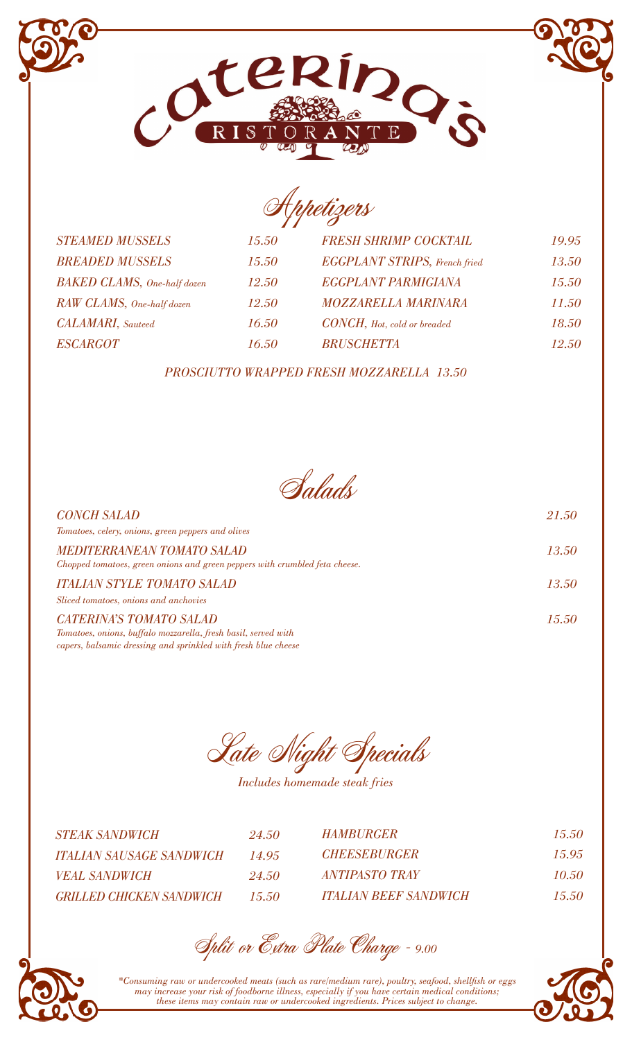# Caterina's Ristorante

## Appetizers

| Item | Price | Item | Price |
|---|---|---|---|
| *STEAMED MUSSELS* | *15.50* | *FRESH SHRIMP COCKTAIL* | *19.95* |
| *BREADED MUSSELS* | *15.50* | *EGGPLANT STRIPS, French fried* | *13.50* |
| *BAKED CLAMS, One-half dozen* | *12.50* | *EGGPLANT PARMIGIANA* | *15.50* |
| *RAW CLAMS, One-half dozen* | *12.50* | *MOZZARELLA MARINARA* | *11.50* |
| *CALAMARI, Sauteed* | *16.50* | *CONCH, Hot, cold or breaded* | *18.50* |
| *ESCARGOT* | *16.50* | *BRUSCHETTA* | *12.50* |

*PROSCIUTTO WRAPPED FRESH MOZZARELLA 13.50*

## Salads

*CONCH SALAD* — *21.50*
*Tomatoes, celery, onions, green peppers and olives*

*MEDITERRANEAN TOMATO SALAD* — *13.50*
*Chopped tomatoes, green onions and green peppers with crumbled feta cheese.*

*ITALIAN STYLE TOMATO SALAD* — *13.50*
*Sliced tomatoes, onions and anchovies*

*CATERINA'S TOMATO SALAD* — *15.50*
*Tomatoes, onions, buffalo mozzarella, fresh basil, served with capers, balsamic dressing and sprinkled with fresh blue cheese*

## Late Night Specials

*Includes homemade steak fries*

| Item | Price | Item | Price |
|---|---|---|---|
| *STEAK SANDWICH* | *24.50* | *HAMBURGER* | *15.50* |
| *ITALIAN SAUSAGE SANDWICH* | *14.95* | *CHEESEBURGER* | *15.95* |
| *VEAL SANDWICH* | *24.50* | *ANTIPASTO TRAY* | *10.50* |
| *GRILLED CHICKEN SANDWICH* | *15.50* | *ITALIAN BEEF SANDWICH* | *15.50* |

## Split or Extra Plate Charge - 9.00

*\*Consuming raw or undercooked meats (such as rare/medium rare), poultry, seafood, shellfish or eggs may increase your risk of foodborne illness, especially if you have certain medical conditions; these items may contain raw or undercooked ingredients. Prices subject to change.*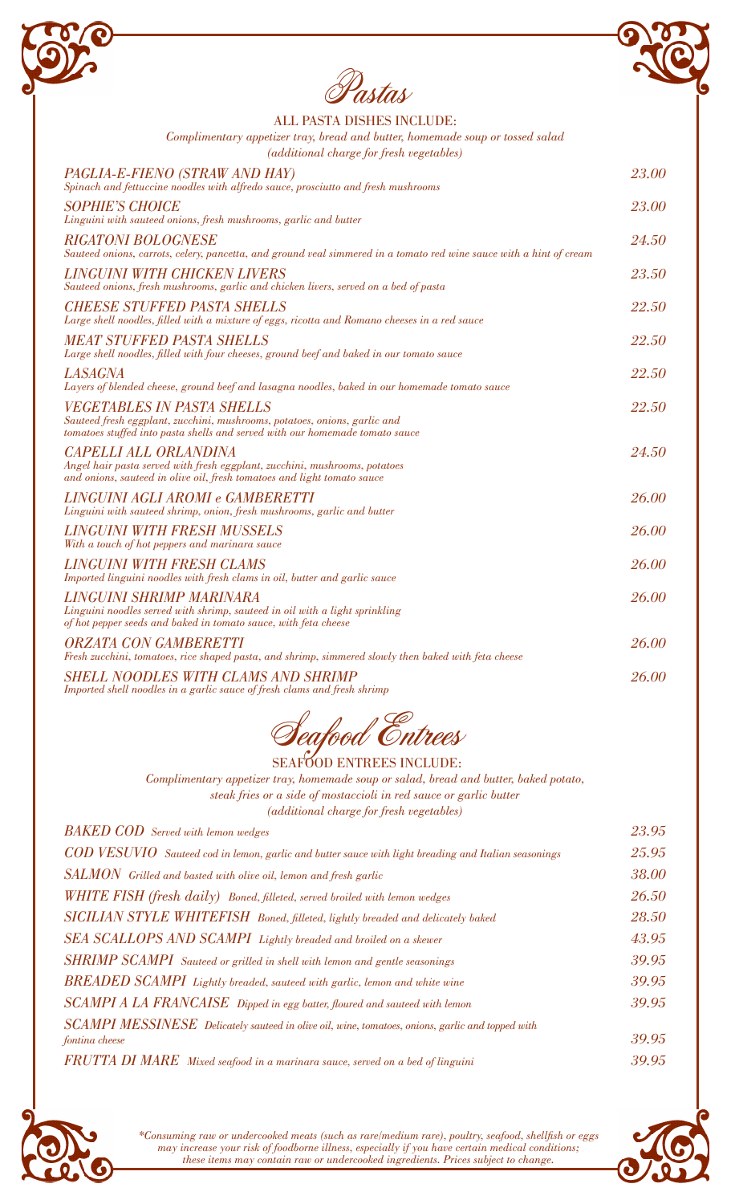# Pastas

ALL PASTA DISHES INCLUDE:

*Complimentary appetizer tray, bread and butter, homemade soup or tossed salad*
*(additional charge for fresh vegetables)*

*PAGLIA-E-FIENO (STRAW AND HAY)* — *23.00*
*Spinach and fettuccine noodles with alfredo sauce, prosciutto and fresh mushrooms*

*SOPHIE'S CHOICE* — *23.00*
*Linguini with sauteed onions, fresh mushrooms, garlic and butter*

*RIGATONI BOLOGNESE* — *24.50*
*Sauteed onions, carrots, celery, pancetta, and ground veal simmered in a tomato red wine sauce with a hint of cream*

*LINGUINI WITH CHICKEN LIVERS* — *23.50*
*Sauteed onions, fresh mushrooms, garlic and chicken livers, served on a bed of pasta*

*CHEESE STUFFED PASTA SHELLS* — *22.50*
*Large shell noodles, filled with a mixture of eggs, ricotta and Romano cheeses in a red sauce*

*MEAT STUFFED PASTA SHELLS* — *22.50*
*Large shell noodles, filled with four cheeses, ground beef and baked in our tomato sauce*

*LASAGNA* — *22.50*
*Layers of blended cheese, ground beef and lasagna noodles, baked in our homemade tomato sauce*

*VEGETABLES IN PASTA SHELLS* — *22.50*
*Sauteed fresh eggplant, zucchini, mushrooms, potatoes, onions, garlic and tomatoes stuffed into pasta shells and served with our homemade tomato sauce*

*CAPELLI ALL ORLANDINA* — *24.50*
*Angel hair pasta served with fresh eggplant, zucchini, mushrooms, potatoes and onions, sauteed in olive oil, fresh tomatoes and light tomato sauce*

*LINGUINI AGLI AROMI e GAMBERETTI* — *26.00*
*Linguini with sauteed shrimp, onion, fresh mushrooms, garlic and butter*

*LINGUINI WITH FRESH MUSSELS* — *26.00*
*With a touch of hot peppers and marinara sauce*

*LINGUINI WITH FRESH CLAMS* — *26.00*
*Imported linguini noodles with fresh clams in oil, butter and garlic sauce*

*LINGUINI SHRIMP MARINARA* — *26.00*
*Linguini noodles served with shrimp, sauteed in oil with a light sprinkling of hot pepper seeds and baked in tomato sauce, with feta cheese*

*ORZATA CON GAMBERETTI* — *26.00*
*Fresh zucchini, tomatoes, rice shaped pasta, and shrimp, simmered slowly then baked with feta cheese*

*SHELL NOODLES WITH CLAMS AND SHRIMP* — *26.00*
*Imported shell noodles in a garlic sauce of fresh clams and fresh shrimp*

# Seafood Entrees

SEAFOOD ENTREES INCLUDE:

*Complimentary appetizer tray, homemade soup or salad, bread and butter, baked potato, steak fries or a side of mostaccioli in red sauce or garlic butter*
*(additional charge for fresh vegetables)*

*BAKED COD* *Served with lemon wedges* — *23.95*

*COD VESUVIO* *Sauteed cod in lemon, garlic and butter sauce with light breading and Italian seasonings* — *25.95*

*SALMON* *Grilled and basted with olive oil, lemon and fresh garlic* — *38.00*

*WHITE FISH (fresh daily)* *Boned, filleted, served broiled with lemon wedges* — *26.50*

*SICILIAN STYLE WHITEFISH* *Boned, filleted, lightly breaded and delicately baked* — *28.50*

*SEA SCALLOPS AND SCAMPI* *Lightly breaded and broiled on a skewer* — *43.95*

*SHRIMP SCAMPI* *Sauteed or grilled in shell with lemon and gentle seasonings* — *39.95*

*BREADED SCAMPI* *Lightly breaded, sauteed with garlic, lemon and white wine* — *39.95*

*SCAMPI A LA FRANCAISE* *Dipped in egg batter, floured and sauteed with lemon* — *39.95*

*SCAMPI MESSINESE* *Delicately sauteed in olive oil, wine, tomatoes, onions, garlic and topped with fontina cheese* — *39.95*

*FRUTTA DI MARE* *Mixed seafood in a marinara sauce, served on a bed of linguini* — *39.95*

*\*Consuming raw or undercooked meats (such as rare/medium rare), poultry, seafood, shellfish or eggs may increase your risk of foodborne illness, especially if you have certain medical conditions; these items may contain raw or undercooked ingredients. Prices subject to change.*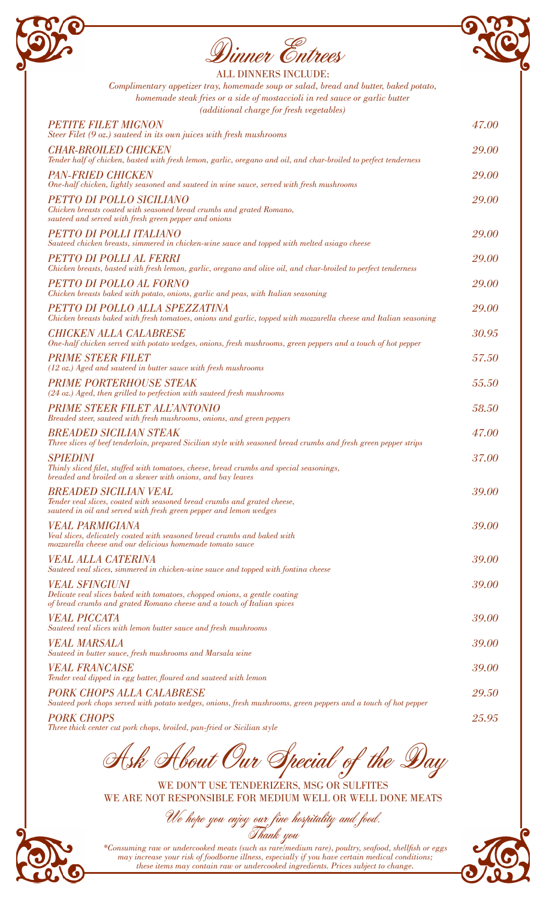# Dinner Entrees

ALL DINNERS INCLUDE:

*Complimentary appetizer tray, homemade soup or salad, bread and butter, baked potato, homemade steak fries or a side of mostaccioli in red sauce or garlic butter*
*(additional charge for fresh vegetables)*

| | |
|---|---|
| ***PETITE FILET MIGNON***<br>*Steer Filet (9 oz.) sauteed in its own juices with fresh mushrooms* | *47.00* |
| ***CHAR-BROILED CHICKEN***<br>*Tender half of chicken, basted with fresh lemon, garlic, oregano and oil, and char-broiled to perfect tenderness* | *29.00* |
| ***PAN-FRIED CHICKEN***<br>*One-half chicken, lightly seasoned and sauteed in wine sauce, served with fresh mushrooms* | *29.00* |
| ***PETTO DI POLLO SICILIANO***<br>*Chicken breasts coated with seasoned bread crumbs and grated Romano, sauteed and served with fresh green pepper and onions* | *29.00* |
| ***PETTO DI POLLI ITALIANO***<br>*Sauteed chicken breasts, simmered in chicken-wine sauce and topped with melted asiago cheese* | *29.00* |
| ***PETTO DI POLLI AL FERRI***<br>*Chicken breasts, basted with fresh lemon, garlic, oregano and olive oil, and char-broiled to perfect tenderness* | *29.00* |
| ***PETTO DI POLLO AL FORNO***<br>*Chicken breasts baked with potato, onions, garlic and peas, with Italian seasoning* | *29.00* |
| ***PETTO DI POLLO ALLA SPEZZATINA***<br>*Chicken breasts baked with fresh tomatoes, onions and garlic, topped with mozzarella cheese and Italian seasoning* | *29.00* |
| ***CHICKEN ALLA CALABRESE***<br>*One-half chicken served with potato wedges, onions, fresh mushrooms, green peppers and a touch of hot pepper* | *30.95* |
| ***PRIME STEER FILET***<br>*(12 oz.) Aged and sauteed in butter sauce with fresh mushrooms* | *57.50* |
| ***PRIME PORTERHOUSE STEAK***<br>*(24 oz.) Aged, then grilled to perfection with sauteed fresh mushrooms* | *55.50* |
| ***PRIME STEER FILET ALL'ANTONIO***<br>*Breaded steer, sauteed with fresh mushrooms, onions, and green peppers* | *58.50* |
| ***BREADED SICILIAN STEAK***<br>*Three slices of beef tenderloin, prepared Sicilian style with seasoned bread crumbs and fresh green pepper strips* | *47.00* |
| ***SPIEDINI***<br>*Thinly sliced filet, stuffed with tomatoes, cheese, bread crumbs and special seasonings, breaded and broiled on a skewer with onions, and bay leaves* | *37.00* |
| ***BREADED SICILIAN VEAL***<br>*Tender veal slices, coated with seasoned bread crumbs and grated cheese, sauteed in oil and served with fresh green pepper and lemon wedges* | *39.00* |
| ***VEAL PARMIGIANA***<br>*Veal slices, delicately coated with seasoned bread crumbs and baked with mozzarella cheese and our delicious homemade tomato sauce* | *39.00* |
| ***VEAL ALLA CATERINA***<br>*Sauteed veal slices, simmered in chicken-wine sauce and topped with fontina cheese* | *39.00* |
| ***VEAL SFINGIUNI***<br>*Delicate veal slices baked with tomatoes, chopped onions, a gentle coating of bread crumbs and grated Romano cheese and a touch of Italian spices* | *39.00* |
| ***VEAL PICCATA***<br>*Sauteed veal slices with lemon butter sauce and fresh mushrooms* | *39.00* |
| ***VEAL MARSALA***<br>*Sauteed in butter sauce, fresh mushrooms and Marsala wine* | *39.00* |
| ***VEAL FRANCAISE***<br>*Tender veal dipped in egg batter, floured and sauteed with lemon* | *39.00* |
| ***PORK CHOPS ALLA CALABRESE***<br>*Sauteed pork chops served with potato wedges, onions, fresh mushrooms, green peppers and a touch of hot pepper* | *29.50* |
| ***PORK CHOPS***<br>*Three thick center cut pork chops, broiled, pan-fried or Sicilian style* | *25.95* |

## Ask About Our Special of the Day

WE DON'T USE TENDERIZERS, MSG OR SULFITES
WE ARE NOT RESPONSIBLE FOR MEDIUM WELL OR WELL DONE MEATS

*We hope you enjoy our fine hospitality and food.*
*Thank you*

*\*Consuming raw or undercooked meats (such as rare/medium rare), poultry, seafood, shellfish or eggs may increase your risk of foodborne illness, especially if you have certain medical conditions; these items may contain raw or undercooked ingredients. Prices subject to change.*